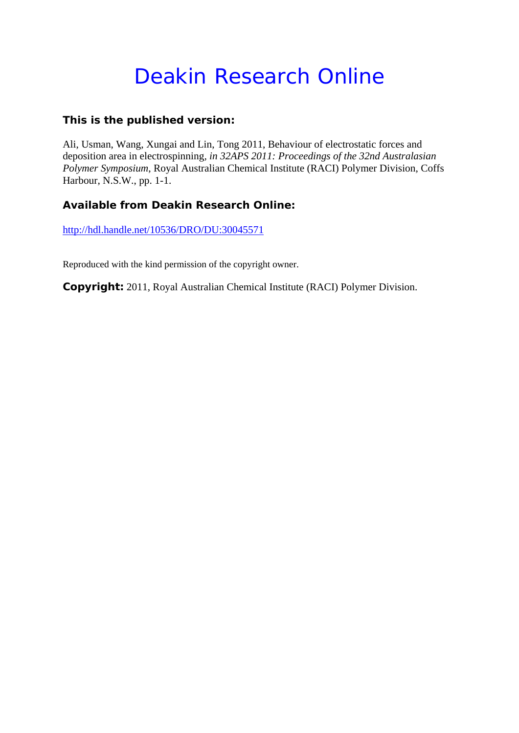# Deakin Research Online

## This is the published version:

Ali, Usman, Wang, Xungai and Lin, Tong 2011, Behaviour of electrostatic forces and deposition area in electrospinning*, in 32APS 2011: Proceedings of the 32nd Australasian Polymer Symposium*, Royal Australian Chemical Institute (RACI) Polymer Division, Coffs Harbour, N.S.W., pp. 1-1.

## Available from Deakin Research Online:

http://hdl.handle.net/10536/DRO/DU:30045571

Reproduced with the kind permission of the copyright owner.

**Copyright:** 2011, Royal Australian Chemical Institute (RACI) Polymer Division.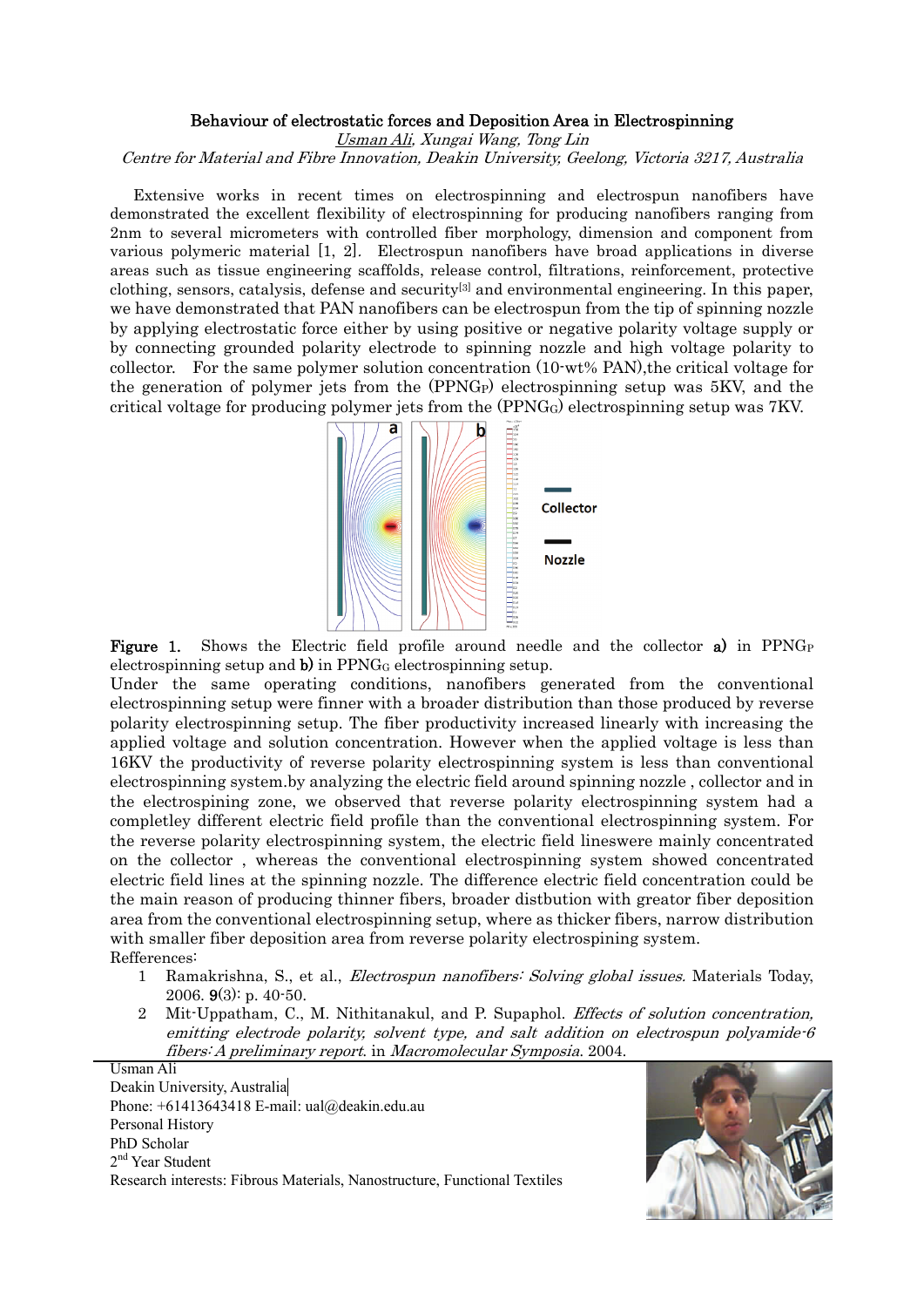**Behaviour of electrostatic forces and Deposition Area in Electrospinning**

*Usman Ali, Xungai Wang, Tong Lin*

*Centre for Material and Fibre Innovation, Deakin University, Geelong, Victoria 3217, Australia*

Extensive works in recent times on electrospinning and electrospun nanofibers have demonstrated the excellent flexibility of electrospinning for producing nanofibers ranging from 2nm to several micrometers with controlled fiber morphology, dimension and component from various polymeric material [1, 2]. Electrospun nanofibers have broad applications in diverse areas such as tissue engineering scaffolds, release control, filtrations, reinforcement, protective clothing, sensors, catalysis, defense and security[3] and environmental engineering. In this paper, we have demonstrated that PAN nanofibers can be electrospun from the tip of spinning nozzle by applying electrostatic force either by using positive or negative polarity voltage supply or by connecting grounded polarity electrode to spinning nozzle and high voltage polarity to collector. For the same polymer solution concentration (10-wt% PAN),the critical voltage for the generation of polymer jets from the ($PPNG_P$) electrospinning setup was 5KV, and the critical voltage for producing polymer jets from the ($PPNG_G$) electrospinning setup was 7KV.

a

b

Collector

Nozzle

**Figure 1.** Shows the Electric field profile around needle and the collector **a)** in $PPNG_P$ electrospinning setup and **b)** in $PPNG_G$ electrospinning setup.

Under the same operating conditions, nanofibers generated from the conventional electrospinning setup were finner with a broader distribution than those produced by reverse polarity electrospinning setup. The fiber productivity increased linearly with increasing the applied voltage and solution concentration. However when the applied voltage is less than 16KV the productivity of reverse polarity electrospinning system is less than conventional electrospinning system.by analyzing the electric field around spinning nozzle , collector and in the electrospinging zone, we observed that reverse polarity electrospinning system had a completley different electric field profile than the conventional electrospinning system. For the reverse polarity electrospinning system, the electric field lineswere mainly concentrated on the collector , whereas the conventional electrospinning system showed concentrated electric field lines at the spinning nozzle. The difference electric field concentration could be the main reason of producing thinner fibers, broader distbution with greator fiber deposition area from the conventional electrospinning setup, where as thicker fibers, narrow distribution with smaller fiber deposition area from reverse polarity electrospining system.

Refferences:

1. Ramakrishna, S., et al., *Electrospun nanofibers: Solving global issues.* Materials Today, 2006. **9**(3): p. 40-50.
2. Mit-Uppatham, C., M. Nithitanakul, and P. Supaphol. *Effects of solution concentration, emitting electrode polarity, solvent type, and salt addition on electrospun polyamide-6 fibers: A preliminary report*. in *Macromolecular Symposia*. 2004.

---

Usman Ali
Deakin University, Australia
Phone: +61413643418 E-mail: ual@deakin.edu.au
Personal History
PhD Scholar
2nd Year Student
Research interests: Fibrous Materials, Nanostructure, Functional Textiles